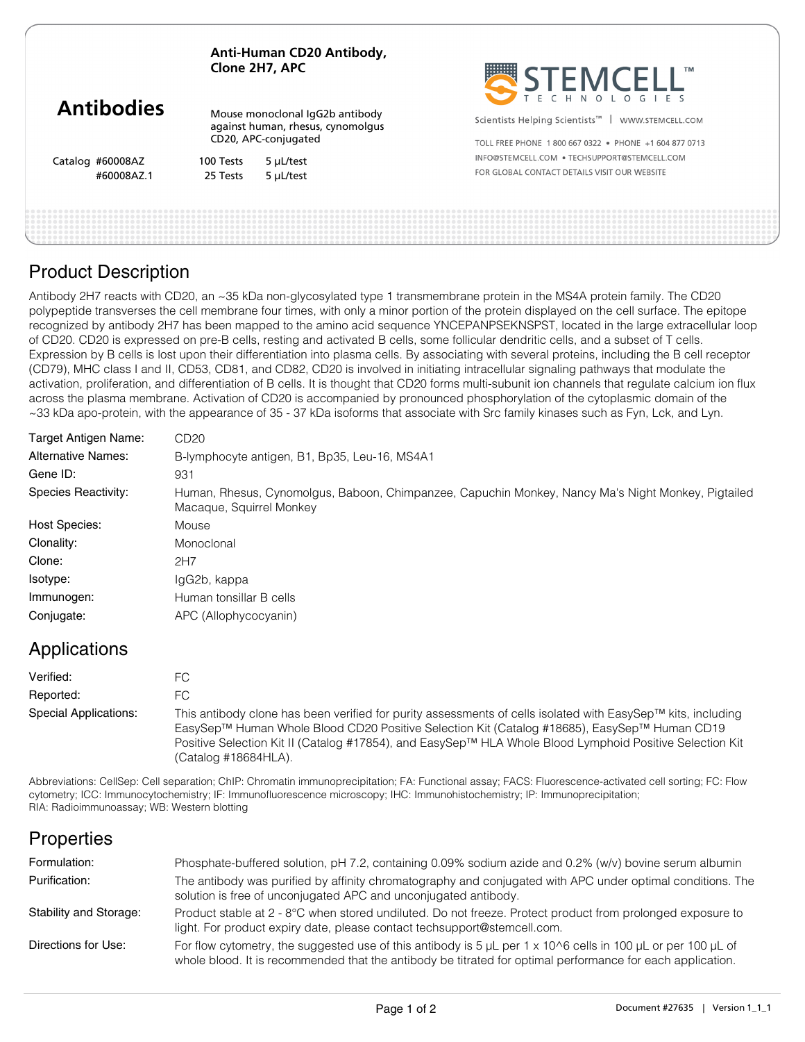# Anti-Human CD20 Antibody, Clone 2H7, APC

## Antibodies

Mouse monoclonal IgG2b antibody against human, rhesus, cynomolgus CD20, APC-conjugated

| Catalog | | | |
|---|---|---|---|
| #60008AZ | 100 Tests | 5 μL/test |
| #60008AZ.1 | 25 Tests | 5 μL/test |

**STEMCELL™ TECHNOLOGIES**

Scientists Helping Scientists™ | WWW.STEMCELL.COM

TOLL FREE PHONE 1 800 667 0322 • PHONE +1 604 877 0713
INFO@STEMCELL.COM • TECHSUPPORT@STEMCELL.COM
FOR GLOBAL CONTACT DETAILS VISIT OUR WEBSITE

## Product Description

Antibody 2H7 reacts with CD20, an ~35 kDa non-glycosylated type 1 transmembrane protein in the MS4A protein family. The CD20 polypeptide transverses the cell membrane four times, with only a minor portion of the protein displayed on the cell surface. The epitope recognized by antibody 2H7 has been mapped to the amino acid sequence YNCEPANPSEKNSPST, located in the large extracellular loop of CD20. CD20 is expressed on pre-B cells, resting and activated B cells, some follicular dendritic cells, and a subset of T cells. Expression by B cells is lost upon their differentiation into plasma cells. By associating with several proteins, including the B cell receptor (CD79), MHC class I and II, CD53, CD81, and CD82, CD20 is involved in initiating intracellular signaling pathways that modulate the activation, proliferation, and differentiation of B cells. It is thought that CD20 forms multi-subunit ion channels that regulate calcium ion flux across the plasma membrane. Activation of CD20 is accompanied by pronounced phosphorylation of the cytoplasmic domain of the ~33 kDa apo-protein, with the appearance of 35 - 37 kDa isoforms that associate with Src family kinases such as Fyn, Lck, and Lyn.

| | |
|---|---|
| Target Antigen Name: | CD20 |
| Alternative Names: | B-lymphocyte antigen, B1, Bp35, Leu-16, MS4A1 |
| Gene ID: | 931 |
| Species Reactivity: | Human, Rhesus, Cynomolgus, Baboon, Chimpanzee, Capuchin Monkey, Nancy Ma's Night Monkey, Pigtailed Macaque, Squirrel Monkey |
| Host Species: | Mouse |
| Clonality: | Monoclonal |
| Clone: | 2H7 |
| Isotype: | IgG2b, kappa |
| Immunogen: | Human tonsillar B cells |
| Conjugate: | APC (Allophycocyanin) |

## Applications

| | |
|---|---|
| Verified: | FC |
| Reported: | FC |
| Special Applications: | This antibody clone has been verified for purity assessments of cells isolated with EasySep™ kits, including EasySep™ Human Whole Blood CD20 Positive Selection Kit (Catalog #18685), EasySep™ Human CD19 Positive Selection Kit II (Catalog #17854), and EasySep™ HLA Whole Blood Lymphoid Positive Selection Kit (Catalog #18684HLA). |

Abbreviations: CellSep: Cell separation; ChIP: Chromatin immunoprecipitation; FA: Functional assay; FACS: Fluorescence-activated cell sorting; FC: Flow cytometry; ICC: Immunocytochemistry; IF: Immunofluorescence microscopy; IHC: Immunohistochemistry; IP: Immunoprecipitation; RIA: Radioimmunoassay; WB: Western blotting

## Properties

| | |
|---|---|
| Formulation: | Phosphate-buffered solution, pH 7.2, containing 0.09% sodium azide and 0.2% (w/v) bovine serum albumin |
| Purification: | The antibody was purified by affinity chromatography and conjugated with APC under optimal conditions. The solution is free of unconjugated APC and unconjugated antibody. |
| Stability and Storage: | Product stable at 2 - 8°C when stored undiluted. Do not freeze. Protect product from prolonged exposure to light. For product expiry date, please contact techsupport@stemcell.com. |
| Directions for Use: | For flow cytometry, the suggested use of this antibody is 5 μL per 1 x 10^6 cells in 100 μL or per 100 μL of whole blood. It is recommended that the antibody be titrated for optimal performance for each application. |

Document #27635 | Version 1_1_1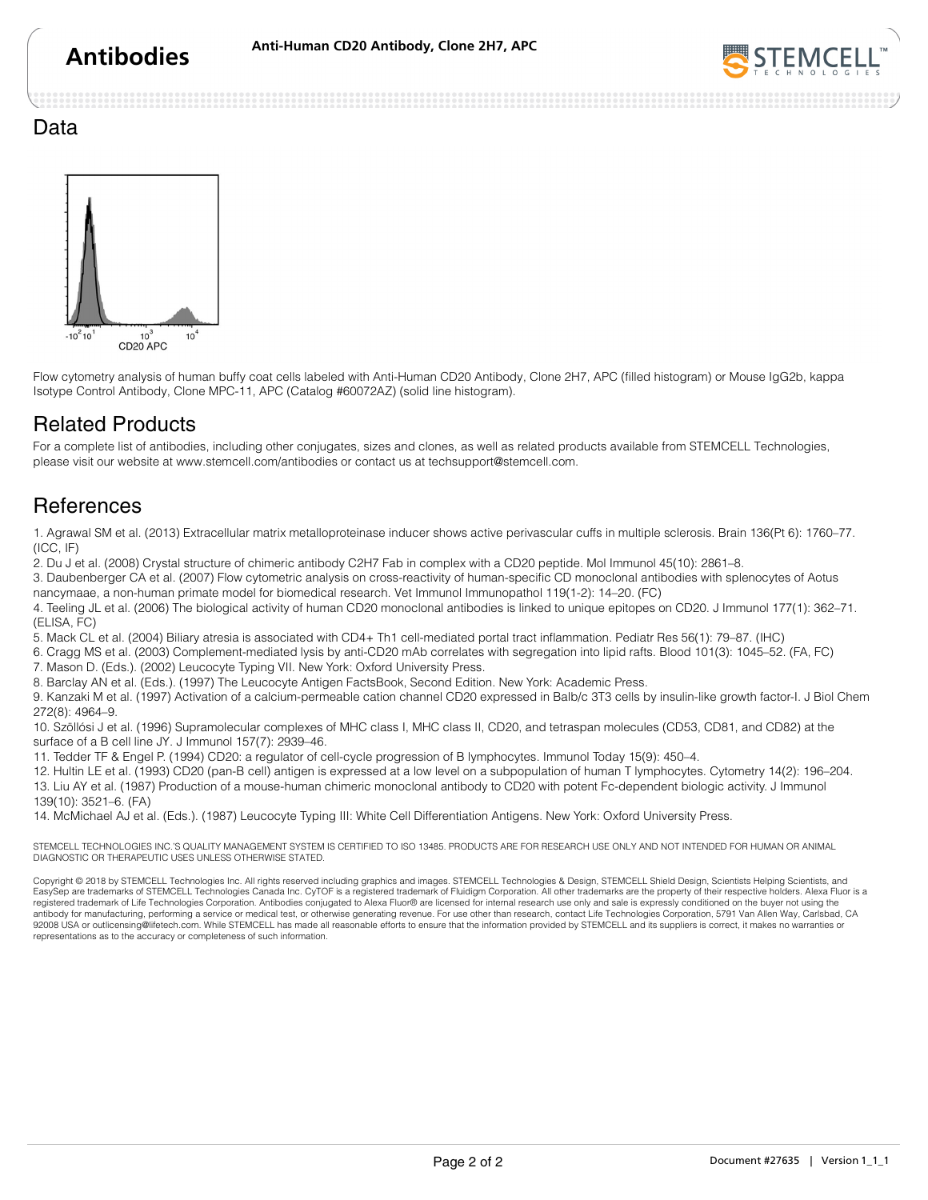## Data

$-10^2$ $10^1$ $10^3$ $10^4$
CD20 APC

Flow cytometry analysis of human buffy coat cells labeled with Anti-Human CD20 Antibody, Clone 2H7, APC (filled histogram) or Mouse IgG2b, kappa Isotype Control Antibody, Clone MPC-11, APC (Catalog #60072AZ) (solid line histogram).

## Related Products

For a complete list of antibodies, including other conjugates, sizes and clones, as well as related products available from STEMCELL Technologies, please visit our website at www.stemcell.com/antibodies or contact us at techsupport@stemcell.com.

## References

1. Agrawal SM et al. (2013) Extracellular matrix metalloproteinase inducer shows active perivascular cuffs in multiple sclerosis. Brain 136(Pt 6): 1760–77. (ICC, IF)
2. Du J et al. (2008) Crystal structure of chimeric antibody C2H7 Fab in complex with a CD20 peptide. Mol Immunol 45(10): 2861–8.
3. Daubenberger CA et al. (2007) Flow cytometric analysis on cross-reactivity of human-specific CD monoclonal antibodies with splenocytes of Aotus nancymaae, a non-human primate model for biomedical research. Vet Immunol Immunopathol 119(1-2): 14–20. (FC)
4. Teeling JL et al. (2006) The biological activity of human CD20 monoclonal antibodies is linked to unique epitopes on CD20. J Immunol 177(1): 362–71. (ELISA, FC)
5. Mack CL et al. (2004) Biliary atresia is associated with CD4+ Th1 cell-mediated portal tract inflammation. Pediatr Res 56(1): 79–87. (IHC)
6. Cragg MS et al. (2003) Complement-mediated lysis by anti-CD20 mAb correlates with segregation into lipid rafts. Blood 101(3): 1045–52. (FA, FC)
7. Mason D. (Eds.). (2002) Leucocyte Typing VII. New York: Oxford University Press.
8. Barclay AN et al. (Eds.). (1997) The Leucocyte Antigen FactsBook, Second Edition. New York: Academic Press.
9. Kanzaki M et al. (1997) Activation of a calcium-permeable cation channel CD20 expressed in Balb/c 3T3 cells by insulin-like growth factor-I. J Biol Chem 272(8): 4964–9.
10. Szöllósi J et al. (1996) Supramolecular complexes of MHC class I, MHC class II, CD20, and tetraspan molecules (CD53, CD81, and CD82) at the surface of a B cell line JY. J Immunol 157(7): 2939–46.
11. Tedder TF & Engel P. (1994) CD20: a regulator of cell-cycle progression of B lymphocytes. Immunol Today 15(9): 450–4.
12. Hultin LE et al. (1993) CD20 (pan-B cell) antigen is expressed at a low level on a subpopulation of human T lymphocytes. Cytometry 14(2): 196–204.
13. Liu AY et al. (1987) Production of a mouse-human chimeric monoclonal antibody to CD20 with potent Fc-dependent biologic activity. J Immunol 139(10): 3521–6. (FA)
14. McMichael AJ et al. (Eds.). (1987) Leucocyte Typing III: White Cell Differentiation Antigens. New York: Oxford University Press.

STEMCELL TECHNOLOGIES INC.'S QUALITY MANAGEMENT SYSTEM IS CERTIFIED TO ISO 13485. PRODUCTS ARE FOR RESEARCH USE ONLY AND NOT INTENDED FOR HUMAN OR ANIMAL DIAGNOSTIC OR THERAPEUTIC USES UNLESS OTHERWISE STATED.

Copyright © 2018 by STEMCELL Technologies Inc. All rights reserved including graphics and images. STEMCELL Technologies & Design, STEMCELL Shield Design, Scientists Helping Scientists, and EasySep are trademarks of STEMCELL Technologies Canada Inc. CyTOF is a registered trademark of Fluidigm Corporation. All other trademarks are the property of their respective holders. Alexa Fluor is a registered trademark of Life Technologies Corporation. Antibodies conjugated to Alexa Fluor® are licensed for internal research use only and sale is expressly conditioned on the buyer not using the antibody for manufacturing, performing a service or medical test, or otherwise generating revenue. For use other than research, contact Life Technologies Corporation, 5791 Van Allen Way, Carlsbad, CA 92008 USA or outlicensing@lifetech.com. While STEMCELL has made all reasonable efforts to ensure that the information provided by STEMCELL and its suppliers is correct, it makes no warranties or representations as to the accuracy or completeness of such information.